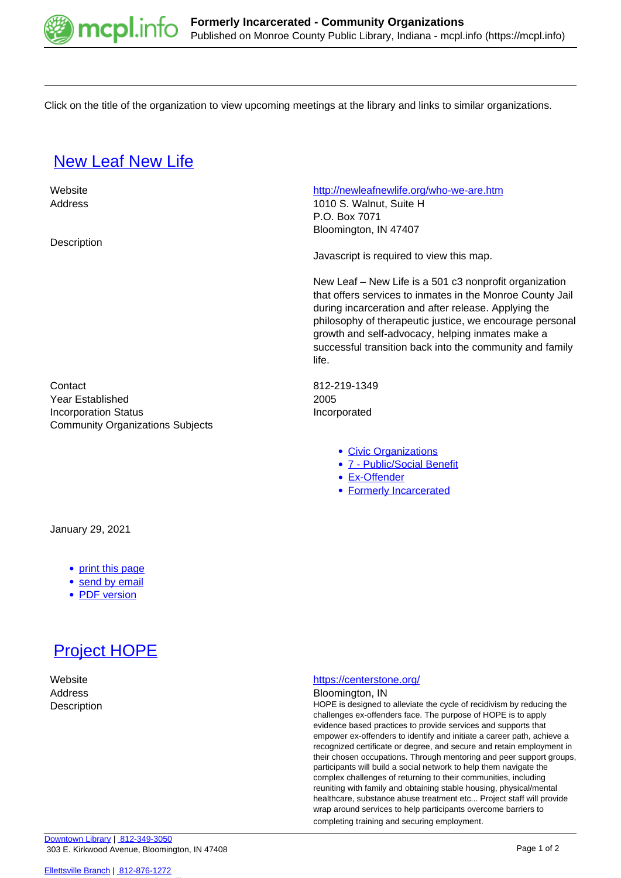Click on the title of the organization to view upcoming meetings at the library and links to similar organizations.

## New Leaf New Life

| | |
|---|---|
| Website | http://newleafnewlife.org/who-we-are.htm |
| Address | 1010 S. Walnut, Suite H<br>P.O. Box 7071<br>Bloomington, IN 47407 |
| Description | Javascript is required to view this map.<br><br>New Leaf – New Life is a 501 c3 nonprofit organization that offers services to inmates in the Monroe County Jail during incarceration and after release. Applying the philosophy of therapeutic justice, we encourage personal growth and self-advocacy, helping inmates make a successful transition back into the community and family life. |
| Contact | 812-219-1349 |
| Year Established | 2005 |
| Incorporation Status | Incorporated |
| Community Organizations Subjects | |

- Civic Organizations
- 7 - Public/Social Benefit
- Ex-Offender
- Formerly Incarcerated

January 29, 2021

- print this page
- send by email
- PDF version

## Project HOPE

| | |
|---|---|
| Website | https://centerstone.org/ |
| Address | Bloomington, IN |
| Description | HOPE is designed to alleviate the cycle of recidivism by reducing the challenges ex-offenders face. The purpose of HOPE is to apply evidence based practices to provide services and supports that empower ex-offenders to identify and initiate a career path, achieve a recognized certificate or degree, and secure and retain employment in their chosen occupations. Through mentoring and peer support groups, participants will build a social network to help them navigate the complex challenges of returning to their communities, including reuniting with family and obtaining stable housing, physical/mental healthcare, substance abuse treatment etc... Project staff will provide wrap around services to help participants overcome barriers to completing training and securing employment. |

Downtown Library | 812-349-3050
303 E. Kirkwood Avenue, Bloomington, IN 47408

Ellettsville Branch | 812-876-1272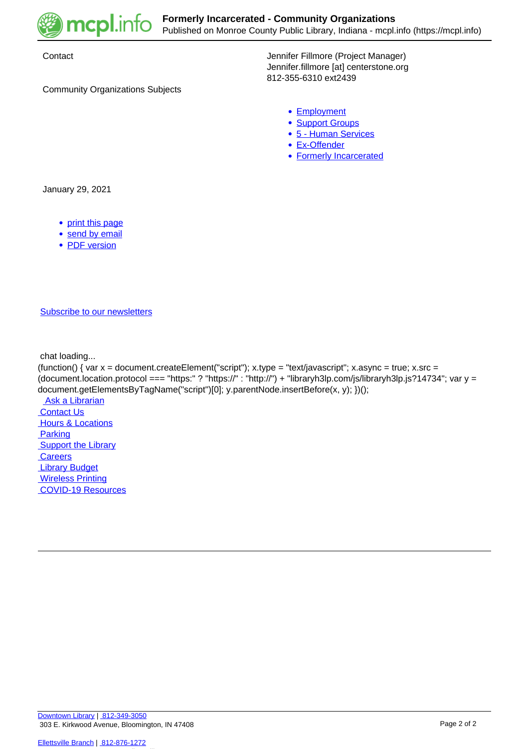Contact

Jennifer Fillmore (Project Manager)
Jennifer.fillmore [at] centerstone.org
812-355-6310 ext2439

Community Organizations Subjects

- Employment
- Support Groups
- 5 - Human Services
- Ex-Offender
- Formerly Incarcerated

January 29, 2021

- print this page
- send by email
- PDF version

Subscribe to our newsletters

chat loading...

```
(function() { var x = document.createElement("script"); x.type = "text/javascript"; x.async = true; x.src = (document.location.protocol === "https:" ? "https://" : "http://") + "libraryh3lp.com/js/libraryh3lp.js?14734"; var y = document.getElementsByTagName("script")[0]; y.parentNode.insertBefore(x, y); })();
```

Ask a Librarian
Contact Us
Hours & Locations
Parking
Support the Library
Careers
Library Budget
Wireless Printing
COVID-19 Resources

Downtown Library | 812-349-3050
303 E. Kirkwood Avenue, Bloomington, IN 47408

Ellettsville Branch | 812-876-1272